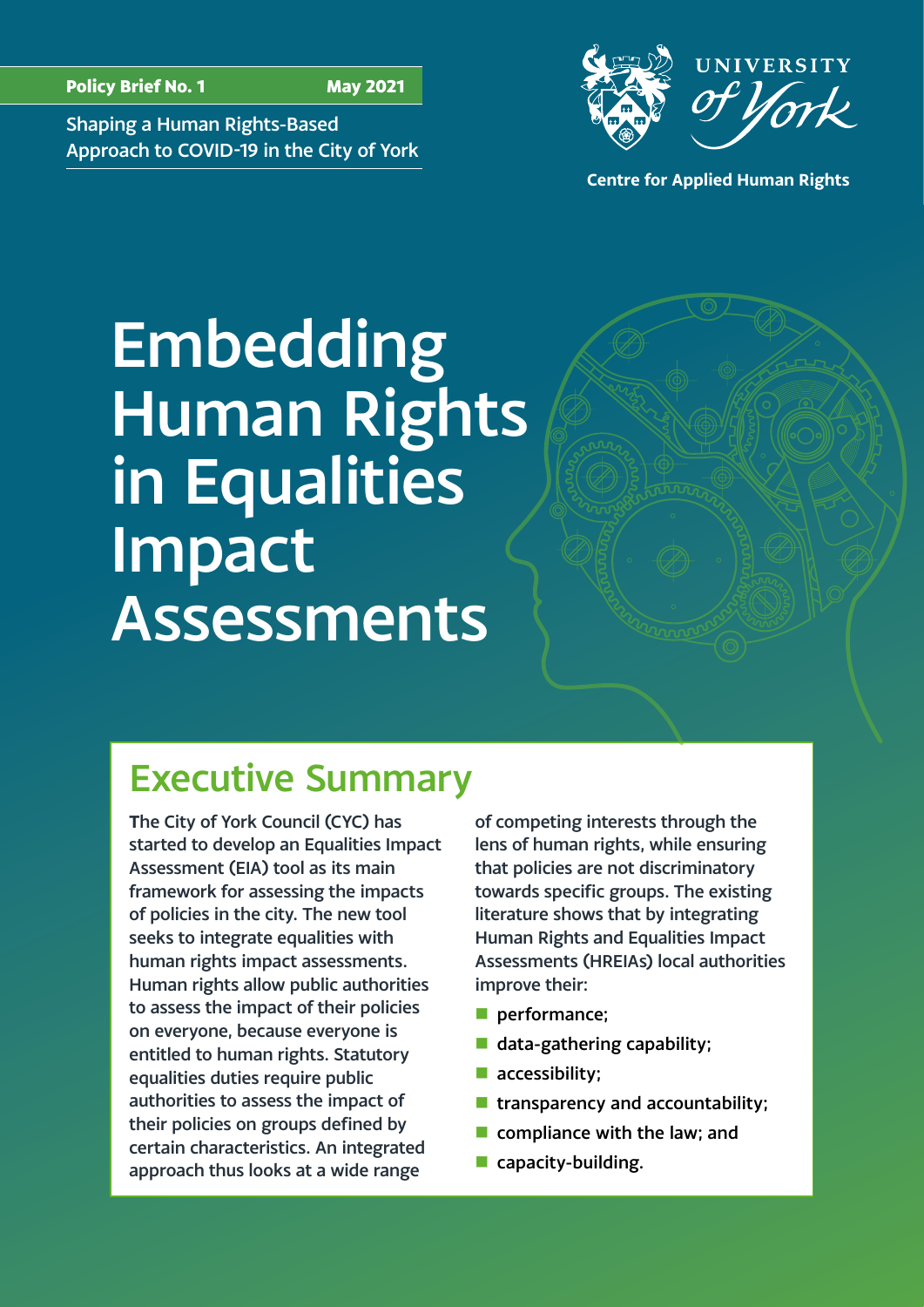**Policy Brief No. 1** **May 2021**

Shaping a Human Rights-Based Approach to COVID-19 in the City of York

UNIVERSITY of York

Centre for Applied Human Rights

# Embedding Human Rights in Equalities Impact Assessments

## Executive Summary

The City of York Council (CYC) has started to develop an Equalities Impact Assessment (EIA) tool as its main framework for assessing the impacts of policies in the city. The new tool seeks to integrate equalities with human rights impact assessments. Human rights allow public authorities to assess the impact of their policies on everyone, because everyone is entitled to human rights. Statutory equalities duties require public authorities to assess the impact of their policies on groups defined by certain characteristics. An integrated approach thus looks at a wide range of competing interests through the lens of human rights, while ensuring that policies are not discriminatory towards specific groups. The existing literature shows that by integrating Human Rights and Equalities Impact Assessments (HREIAs) local authorities improve their:

- performance;
- data-gathering capability;
- accessibility;
- transparency and accountability;
- compliance with the law; and
- capacity-building.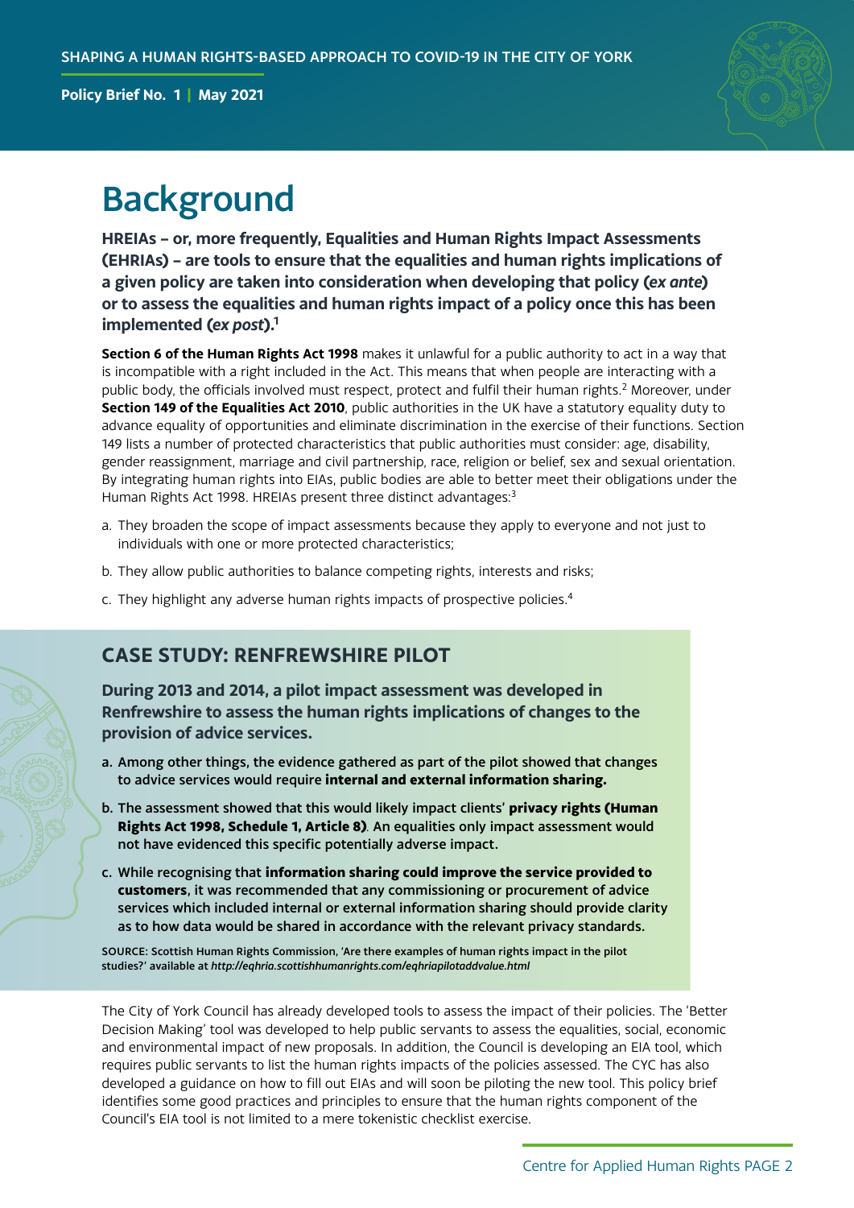# Background

**HREIAs – or, more frequently, Equalities and Human Rights Impact Assessments (EHRIAs) – are tools to ensure that the equalities and human rights implications of a given policy are taken into consideration when developing that policy (*ex ante*) or to assess the equalities and human rights impact of a policy once this has been implemented (*ex post*).[1]**

**Section 6 of the Human Rights Act 1998** makes it unlawful for a public authority to act in a way that is incompatible with a right included in the Act. This means that when people are interacting with a public body, the officials involved must respect, protect and fulfil their human rights.[2] Moreover, under **Section 149 of the Equalities Act 2010**, public authorities in the UK have a statutory equality duty to advance equality of opportunities and eliminate discrimination in the exercise of their functions. Section 149 lists a number of protected characteristics that public authorities must consider: age, disability, gender reassignment, marriage and civil partnership, race, religion or belief, sex and sexual orientation. By integrating human rights into EIAs, public bodies are able to better meet their obligations under the Human Rights Act 1998. HREIAs present three distinct advantages:[3]

a. They broaden the scope of impact assessments because they apply to everyone and not just to individuals with one or more protected characteristics;

b. They allow public authorities to balance competing rights, interests and risks;

c. They highlight any adverse human rights impacts of prospective policies.[4]

## CASE STUDY: RENFREWSHIRE PILOT

**During 2013 and 2014, a pilot impact assessment was developed in Renfrewshire to assess the human rights implications of changes to the provision of advice services.**

a. Among other things, the evidence gathered as part of the pilot showed that changes to advice services would require **internal and external information sharing.**

b. The assessment showed that this would likely impact clients' **privacy rights (Human Rights Act 1998, Schedule 1, Article 8)**. An equalities only impact assessment would not have evidenced this specific potentially adverse impact.

c. While recognising that **information sharing could improve the service provided to customers**, it was recommended that any commissioning or procurement of advice services which included internal or external information sharing should provide clarity as to how data would be shared in accordance with the relevant privacy standards.

SOURCE: Scottish Human Rights Commission, 'Are there examples of human rights impact in the pilot studies?' available at *http://eqhria.scottishhumanrights.com/eqhriapilotaddvalue.html*

The City of York Council has already developed tools to assess the impact of their policies. The 'Better Decision Making' tool was developed to help public servants to assess the equalities, social, economic and environmental impact of new proposals. In addition, the Council is developing an EIA tool, which requires public servants to list the human rights impacts of the policies assessed. The CYC has also developed a guidance on how to fill out EIAs and will soon be piloting the new tool. This policy brief identifies some good practices and principles to ensure that the human rights component of the Council's EIA tool is not limited to a mere tokenistic checklist exercise.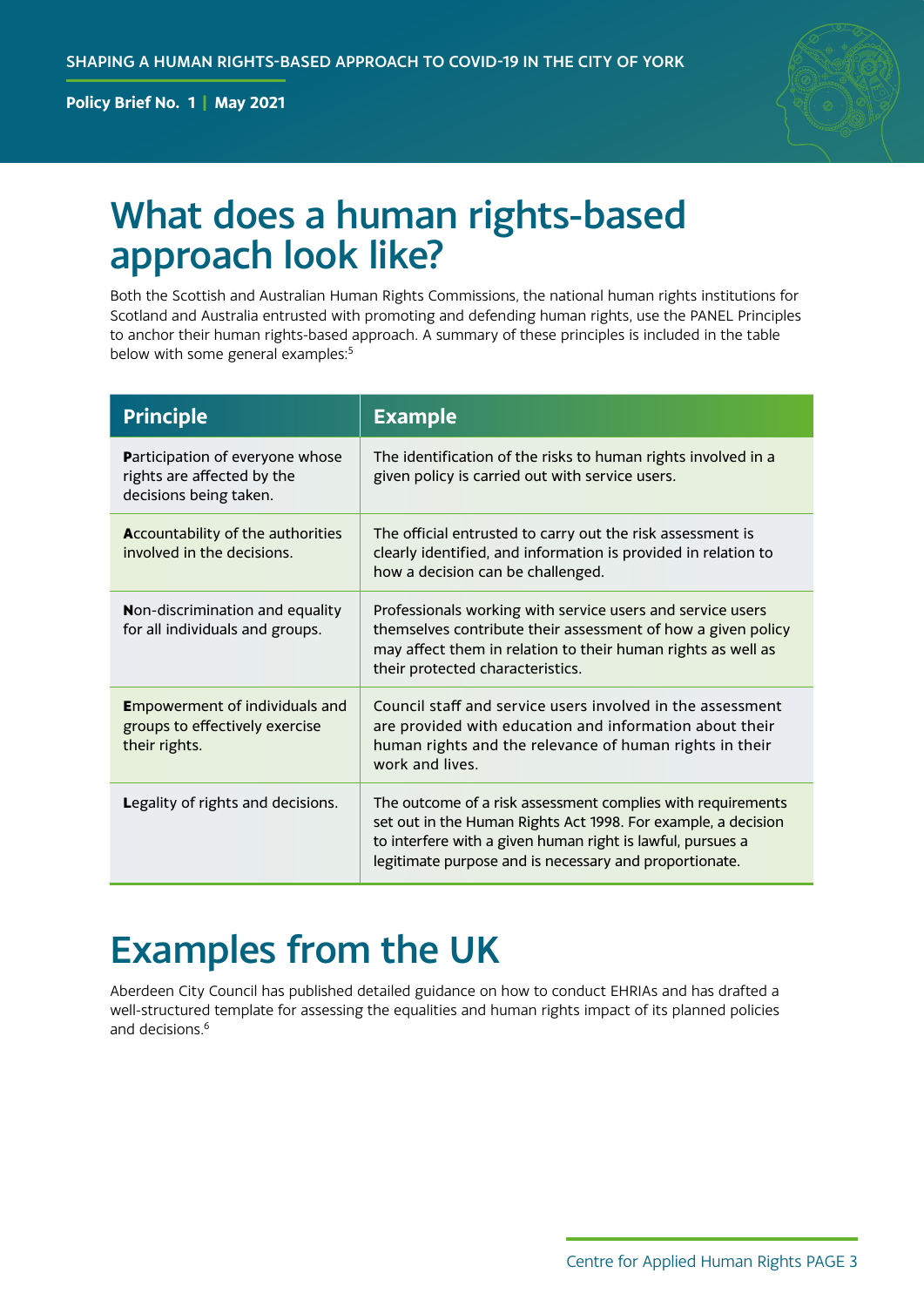# What does a human rights-based approach look like?

Both the Scottish and Australian Human Rights Commissions, the national human rights institutions for Scotland and Australia entrusted with promoting and defending human rights, use the PANEL Principles to anchor their human rights-based approach. A summary of these principles is included in the table below with some general examples:[5]

| Principle | Example |
|---|---|
| **P**articipation of everyone whose rights are affected by the decisions being taken. | The identification of the risks to human rights involved in a given policy is carried out with service users. |
| **A**ccountability of the authorities involved in the decisions. | The official entrusted to carry out the risk assessment is clearly identified, and information is provided in relation to how a decision can be challenged. |
| **N**on-discrimination and equality for all individuals and groups. | Professionals working with service users and service users themselves contribute their assessment of how a given policy may affect them in relation to their human rights as well as their protected characteristics. |
| **E**mpowerment of individuals and groups to effectively exercise their rights. | Council staff and service users involved in the assessment are provided with education and information about their human rights and the relevance of human rights in their work and lives. |
| **L**egality of rights and decisions. | The outcome of a risk assessment complies with requirements set out in the Human Rights Act 1998. For example, a decision to interfere with a given human right is lawful, pursues a legitimate purpose and is necessary and proportionate. |

# Examples from the UK

Aberdeen City Council has published detailed guidance on how to conduct EHRIAs and has drafted a well-structured template for assessing the equalities and human rights impact of its planned policies and decisions.[6]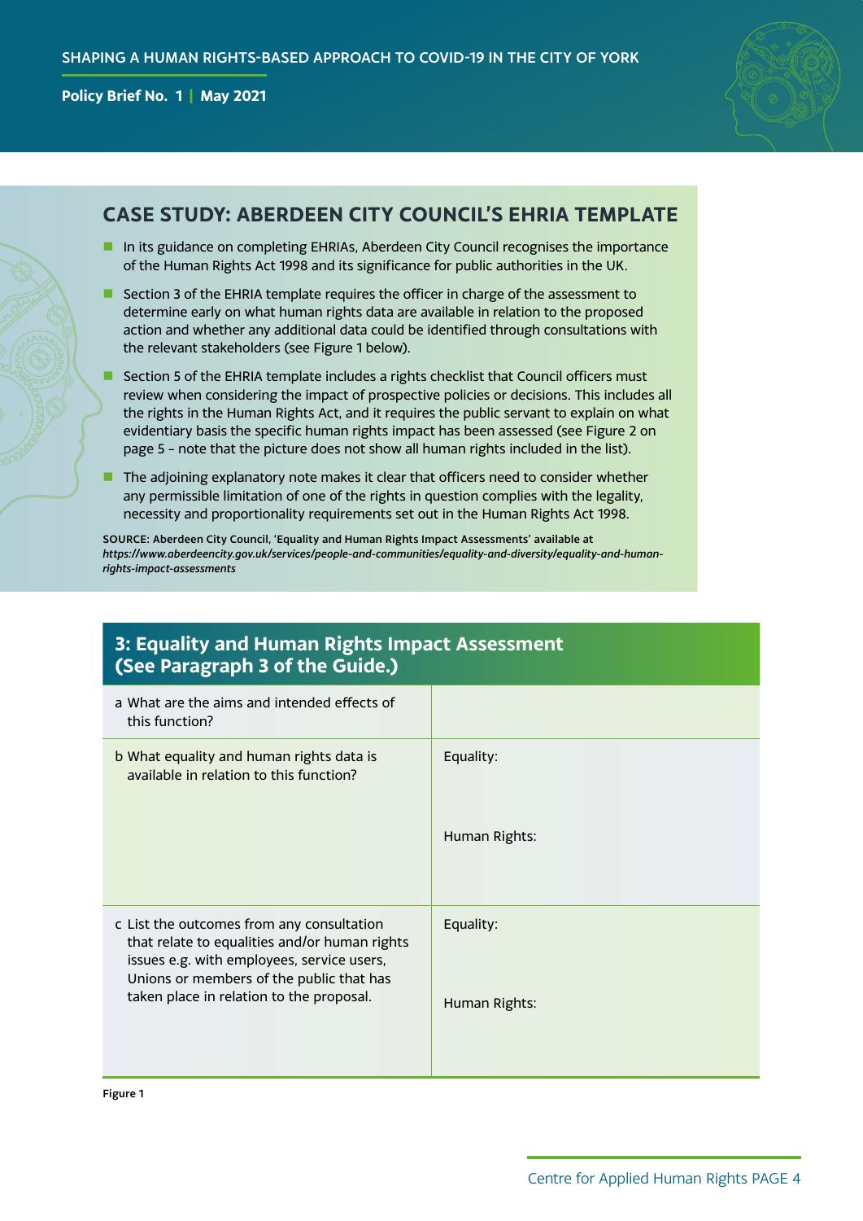## CASE STUDY: ABERDEEN CITY COUNCIL'S EHRIA TEMPLATE

- In its guidance on completing EHRIAs, Aberdeen City Council recognises the importance of the Human Rights Act 1998 and its significance for public authorities in the UK.
- Section 3 of the EHRIA template requires the officer in charge of the assessment to determine early on what human rights data are available in relation to the proposed action and whether any additional data could be identified through consultations with the relevant stakeholders (see Figure 1 below).
- Section 5 of the EHRIA template includes a rights checklist that Council officers must review when considering the impact of prospective policies or decisions. This includes all the rights in the Human Rights Act, and it requires the public servant to explain on what evidentiary basis the specific human rights impact has been assessed (see Figure 2 on page 5 – note that the picture does not show all human rights included in the list).
- The adjoining explanatory note makes it clear that officers need to consider whether any permissible limitation of one of the rights in question complies with the legality, necessity and proportionality requirements set out in the Human Rights Act 1998.

**SOURCE: Aberdeen City Council, 'Equality and Human Rights Impact Assessments' available at** ***https://www.aberdeencity.gov.uk/services/people-and-communities/equality-and-diversity/equality-and-human-rights-impact-assessments***

| 3: Equality and Human Rights Impact Assessment (See Paragraph 3 of the Guide.) | |
|---|---|
| a What are the aims and intended effects of this function? | |
| b What equality and human rights data is available in relation to this function? | Equality:<br><br>Human Rights: |
| c List the outcomes from any consultation that relate to equalities and/or human rights issues e.g. with employees, service users, Unions or members of the public that has taken place in relation to the proposal. | Equality:<br><br>Human Rights: |

**Figure 1**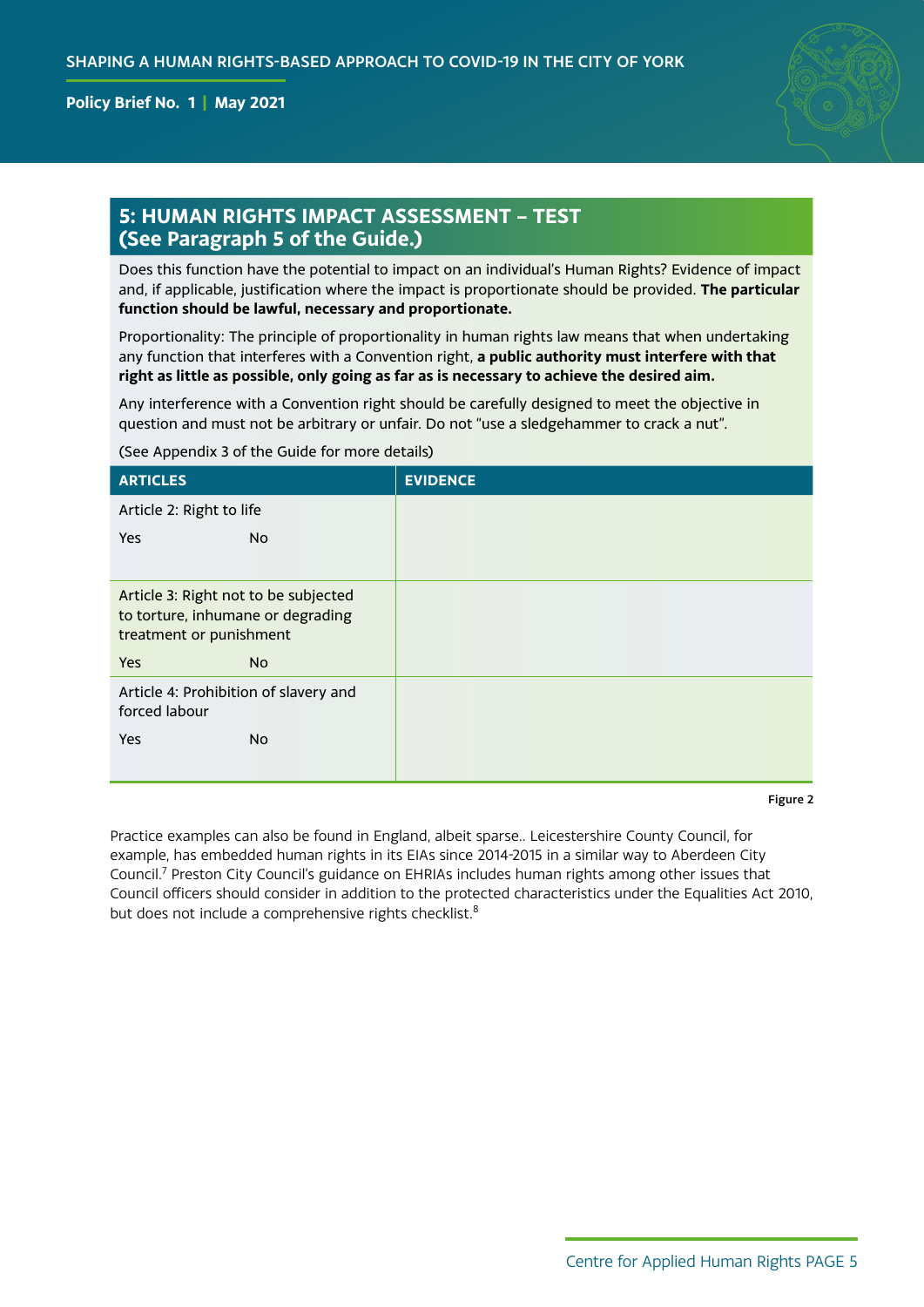## 5: HUMAN RIGHTS IMPACT ASSESSMENT – TEST (See Paragraph 5 of the Guide.)

Does this function have the potential to impact on an individual's Human Rights? Evidence of impact and, if applicable, justification where the impact is proportionate should be provided. **The particular function should be lawful, necessary and proportionate.**

Proportionality: The principle of proportionality in human rights law means that when undertaking any function that interferes with a Convention right, **a public authority must interfere with that right as little as possible, only going as far as is necessary to achieve the desired aim.**

Any interference with a Convention right should be carefully designed to meet the objective in question and must not be arbitrary or unfair. Do not "use a sledgehammer to crack a nut".

(See Appendix 3 of the Guide for more details)

| ARTICLES | EVIDENCE |
|---|---|
| Article 2: Right to life<br>Yes No | |
| Article 3: Right not to be subjected to torture, inhumane or degrading treatment or punishment<br>Yes No | |
| Article 4: Prohibition of slavery and forced labour<br>Yes No | |

Figure 2

Practice examples can also be found in England, albeit sparse.. Leicestershire County Council, for example, has embedded human rights in its EIAs since 2014-2015 in a similar way to Aberdeen City Council.[7] Preston City Council's guidance on EHRIAs includes human rights among other issues that Council officers should consider in addition to the protected characteristics under the Equalities Act 2010, but does not include a comprehensive rights checklist.[8]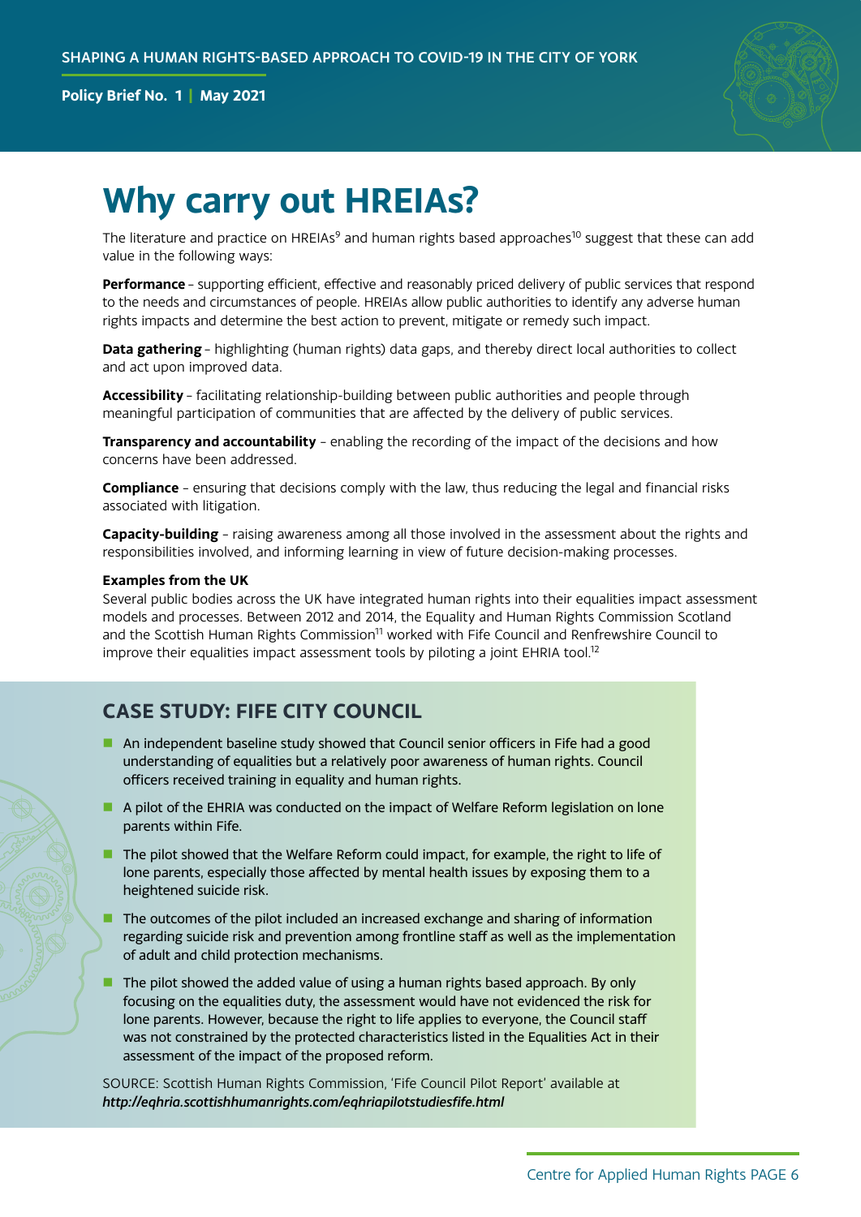# Why carry out HREIAs?

The literature and practice on HREIAs[9] and human rights based approaches[10] suggest that these can add value in the following ways:

**Performance** – supporting efficient, effective and reasonably priced delivery of public services that respond to the needs and circumstances of people. HREIAs allow public authorities to identify any adverse human rights impacts and determine the best action to prevent, mitigate or remedy such impact.

**Data gathering** – highlighting (human rights) data gaps, and thereby direct local authorities to collect and act upon improved data.

**Accessibility** – facilitating relationship-building between public authorities and people through meaningful participation of communities that are affected by the delivery of public services.

**Transparency and accountability** – enabling the recording of the impact of the decisions and how concerns have been addressed.

**Compliance** – ensuring that decisions comply with the law, thus reducing the legal and financial risks associated with litigation.

**Capacity-building** – raising awareness among all those involved in the assessment about the rights and responsibilities involved, and informing learning in view of future decision-making processes.

**Examples from the UK**

Several public bodies across the UK have integrated human rights into their equalities impact assessment models and processes. Between 2012 and 2014, the Equality and Human Rights Commission Scotland and the Scottish Human Rights Commission[11] worked with Fife Council and Renfrewshire Council to improve their equalities impact assessment tools by piloting a joint EHRIA tool.[12]

## CASE STUDY: FIFE CITY COUNCIL

- An independent baseline study showed that Council senior officers in Fife had a good understanding of equalities but a relatively poor awareness of human rights. Council officers received training in equality and human rights.
- A pilot of the EHRIA was conducted on the impact of Welfare Reform legislation on lone parents within Fife.
- The pilot showed that the Welfare Reform could impact, for example, the right to life of lone parents, especially those affected by mental health issues by exposing them to a heightened suicide risk.
- The outcomes of the pilot included an increased exchange and sharing of information regarding suicide risk and prevention among frontline staff as well as the implementation of adult and child protection mechanisms.
- The pilot showed the added value of using a human rights based approach. By only focusing on the equalities duty, the assessment would have not evidenced the risk for lone parents. However, because the right to life applies to everyone, the Council staff was not constrained by the protected characteristics listed in the Equalities Act in their assessment of the impact of the proposed reform.

SOURCE: Scottish Human Rights Commission, 'Fife Council Pilot Report' available at ***http://eqhria.scottishhumanrights.com/eqhriapilotstudiesfife.html***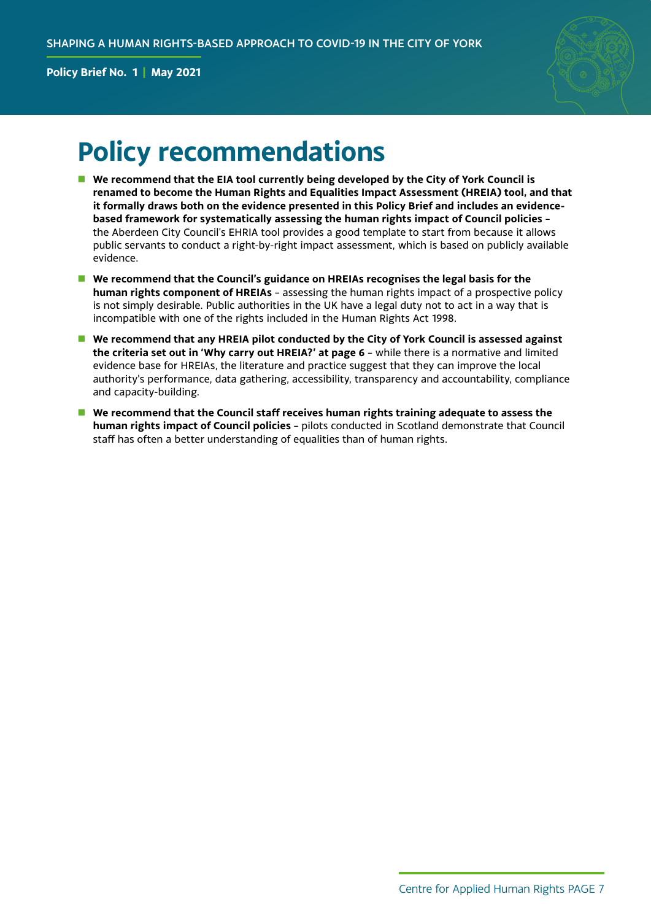# Policy recommendations

- **We recommend that the EIA tool currently being developed by the City of York Council is renamed to become the Human Rights and Equalities Impact Assessment (HREIA) tool, and that it formally draws both on the evidence presented in this Policy Brief and includes an evidence-based framework for systematically assessing the human rights impact of Council policies** – the Aberdeen City Council's EHRIA tool provides a good template to start from because it allows public servants to conduct a right-by-right impact assessment, which is based on publicly available evidence.
- **We recommend that the Council's guidance on HREIAs recognises the legal basis for the human rights component of HREIAs** – assessing the human rights impact of a prospective policy is not simply desirable. Public authorities in the UK have a legal duty not to act in a way that is incompatible with one of the rights included in the Human Rights Act 1998.
- **We recommend that any HREIA pilot conducted by the City of York Council is assessed against the criteria set out in 'Why carry out HREIA?' at page 6** – while there is a normative and limited evidence base for HREIAs, the literature and practice suggest that they can improve the local authority's performance, data gathering, accessibility, transparency and accountability, compliance and capacity-building.
- **We recommend that the Council staff receives human rights training adequate to assess the human rights impact of Council policies** – pilots conducted in Scotland demonstrate that Council staff has often a better understanding of equalities than of human rights.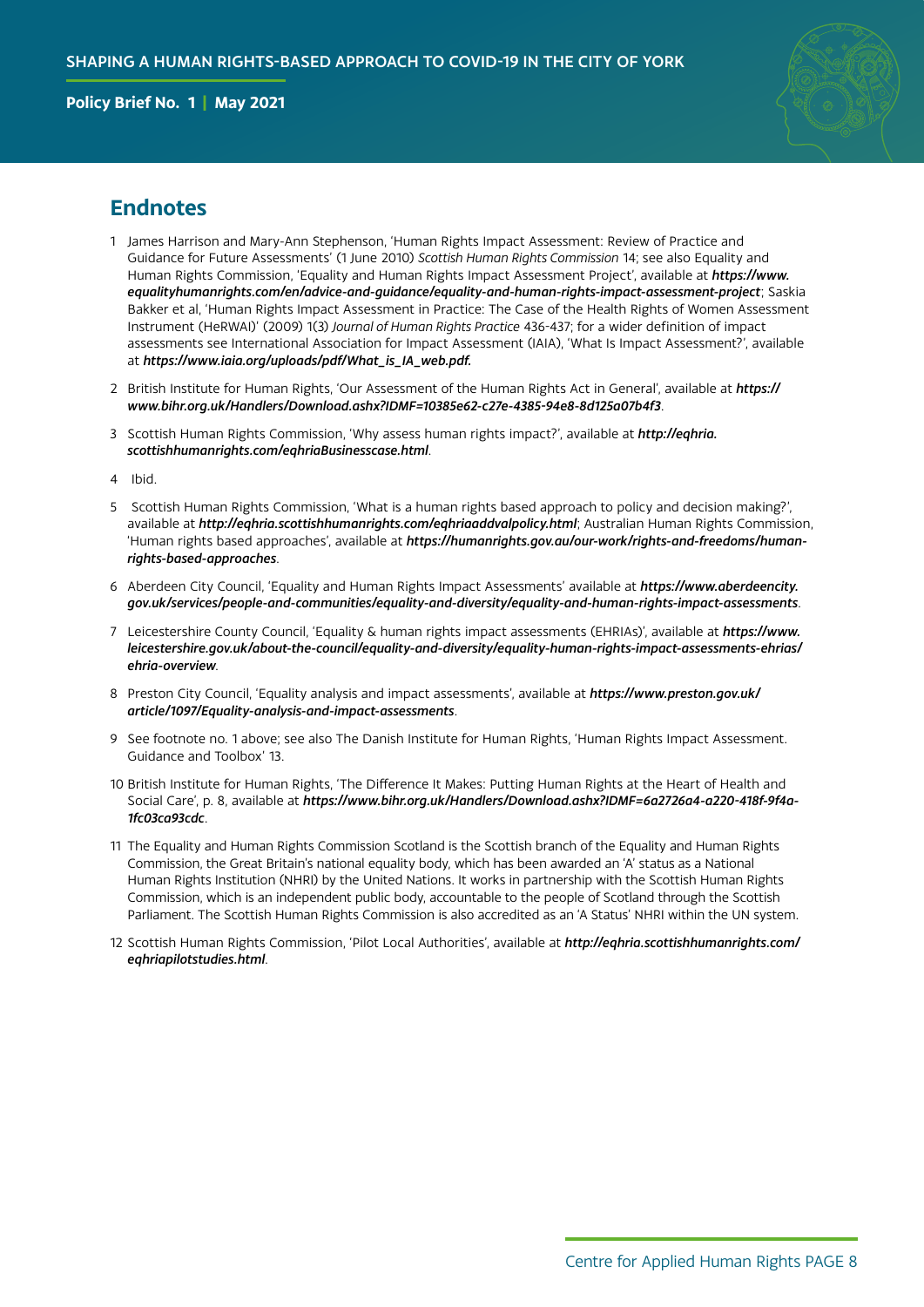## Endnotes

1. James Harrison and Mary-Ann Stephenson, 'Human Rights Impact Assessment: Review of Practice and Guidance for Future Assessments' (1 June 2010) *Scottish Human Rights Commission* 14; see also Equality and Human Rights Commission, 'Equality and Human Rights Impact Assessment Project', available at ***https://www.equalityhumanrights.com/en/advice-and-guidance/equality-and-human-rights-impact-assessment-project***; Saskia Bakker et al, 'Human Rights Impact Assessment in Practice: The Case of the Health Rights of Women Assessment Instrument (HeRWAI)' (2009) 1(3) *Journal of Human Rights Practice* 436-437; for a wider definition of impact assessments see International Association for Impact Assessment (IAIA), 'What Is Impact Assessment?', available at ***https://www.iaia.org/uploads/pdf/What_is_IA_web.pdf.***

2. British Institute for Human Rights, 'Our Assessment of the Human Rights Act in General', available at ***https://www.bihr.org.uk/Handlers/Download.ashx?IDMF=10385e62-c27e-4385-94e8-8d125a07b4f3***.

3. Scottish Human Rights Commission, 'Why assess human rights impact?', available at ***http://eqhria.scottishhumanrights.com/eqhriaBusinesscase.html***.

4. Ibid.

5. Scottish Human Rights Commission, 'What is a human rights based approach to policy and decision making?', available at ***http://eqhria.scottishhumanrights.com/eqhriaaddvalpolicy.html***; Australian Human Rights Commission, 'Human rights based approaches', available at ***https://humanrights.gov.au/our-work/rights-and-freedoms/human-rights-based-approaches***.

6. Aberdeen City Council, 'Equality and Human Rights Impact Assessments' available at ***https://www.aberdeencity.gov.uk/services/people-and-communities/equality-and-diversity/equality-and-human-rights-impact-assessments***.

7. Leicestershire County Council, 'Equality & human rights impact assessments (EHRIAs)', available at ***https://www.leicestershire.gov.uk/about-the-council/equality-and-diversity/equality-human-rights-impact-assessments-ehrias/ehria-overview***.

8. Preston City Council, 'Equality analysis and impact assessments', available at ***https://www.preston.gov.uk/article/1097/Equality-analysis-and-impact-assessments***.

9. See footnote no. 1 above; see also The Danish Institute for Human Rights, 'Human Rights Impact Assessment. Guidance and Toolbox' 13.

10. British Institute for Human Rights, 'The Difference It Makes: Putting Human Rights at the Heart of Health and Social Care', p. 8, available at ***https://www.bihr.org.uk/Handlers/Download.ashx?IDMF=6a2726a4-a220-418f-9f4a-1fc03ca93cdc***.

11. The Equality and Human Rights Commission Scotland is the Scottish branch of the Equality and Human Rights Commission, the Great Britain's national equality body, which has been awarded an 'A' status as a National Human Rights Institution (NHRI) by the United Nations. It works in partnership with the Scottish Human Rights Commission, which is an independent public body, accountable to the people of Scotland through the Scottish Parliament. The Scottish Human Rights Commission is also accredited as an 'A Status' NHRI within the UN system.

12. Scottish Human Rights Commission, 'Pilot Local Authorities', available at ***http://eqhria.scottishhumanrights.com/eqhriapilotstudies.html***.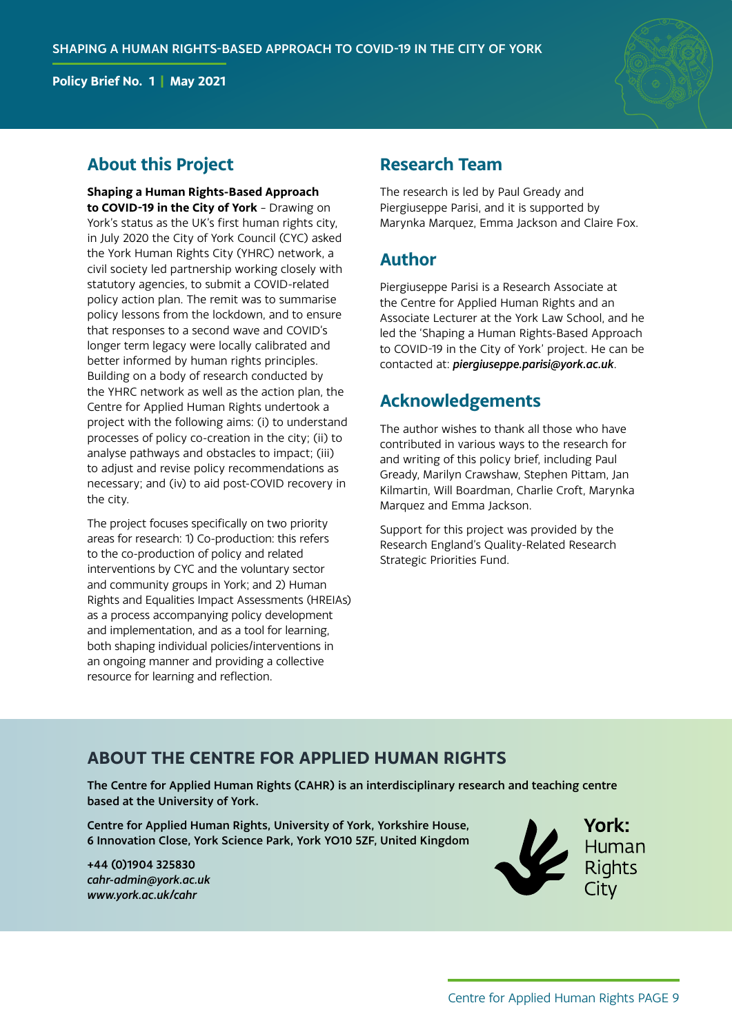## About this Project

**Shaping a Human Rights-Based Approach to COVID-19 in the City of York** – Drawing on York's status as the UK's first human rights city, in July 2020 the City of York Council (CYC) asked the York Human Rights City (YHRC) network, a civil society led partnership working closely with statutory agencies, to submit a COVID-related policy action plan. The remit was to summarise policy lessons from the lockdown, and to ensure that responses to a second wave and COVID's longer term legacy were locally calibrated and better informed by human rights principles. Building on a body of research conducted by the YHRC network as well as the action plan, the Centre for Applied Human Rights undertook a project with the following aims: (i) to understand processes of policy co-creation in the city; (ii) to analyse pathways and obstacles to impact; (iii) to adjust and revise policy recommendations as necessary; and (iv) to aid post-COVID recovery in the city.

The project focuses specifically on two priority areas for research: 1) Co-production: this refers to the co-production of policy and related interventions by CYC and the voluntary sector and community groups in York; and 2) Human Rights and Equalities Impact Assessments (HREIAs) as a process accompanying policy development and implementation, and as a tool for learning, both shaping individual policies/interventions in an ongoing manner and providing a collective resource for learning and reflection.

## Research Team

The research is led by Paul Gready and Piergiuseppe Parisi, and it is supported by Marynka Marquez, Emma Jackson and Claire Fox.

## Author

Piergiuseppe Parisi is a Research Associate at the Centre for Applied Human Rights and an Associate Lecturer at the York Law School, and he led the 'Shaping a Human Rights-Based Approach to COVID-19 in the City of York' project. He can be contacted at: ***piergiuseppe.parisi@york.ac.uk***.

## Acknowledgements

The author wishes to thank all those who have contributed in various ways to the research for and writing of this policy brief, including Paul Gready, Marilyn Crawshaw, Stephen Pittam, Jan Kilmartin, Will Boardman, Charlie Croft, Marynka Marquez and Emma Jackson.

Support for this project was provided by the Research England's Quality-Related Research Strategic Priorities Fund.

## ABOUT THE CENTRE FOR APPLIED HUMAN RIGHTS

**The Centre for Applied Human Rights (CAHR) is an interdisciplinary research and teaching centre based at the University of York.**

**Centre for Applied Human Rights, University of York, Yorkshire House, 6 Innovation Close, York Science Park, York YO10 5ZF, United Kingdom**

**+44 (0)1904 325830**
***cahr-admin@york.ac.uk***
***www.york.ac.uk/cahr***

**York:** Human Rights City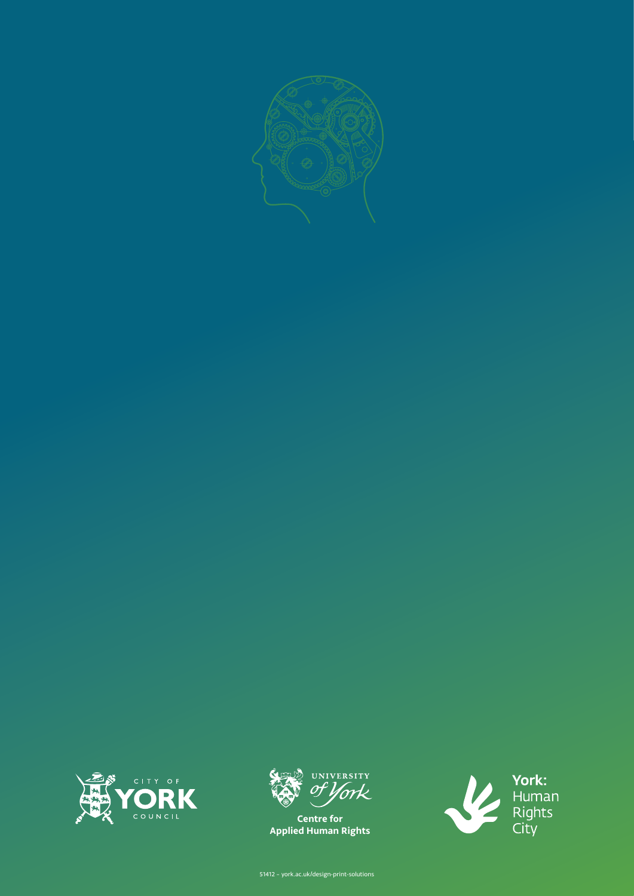CITY OF YORK COUNCIL

UNIVERSITY of York

Centre for Applied Human Rights

York: Human Rights City

51412 – york.ac.uk/design-print-solutions